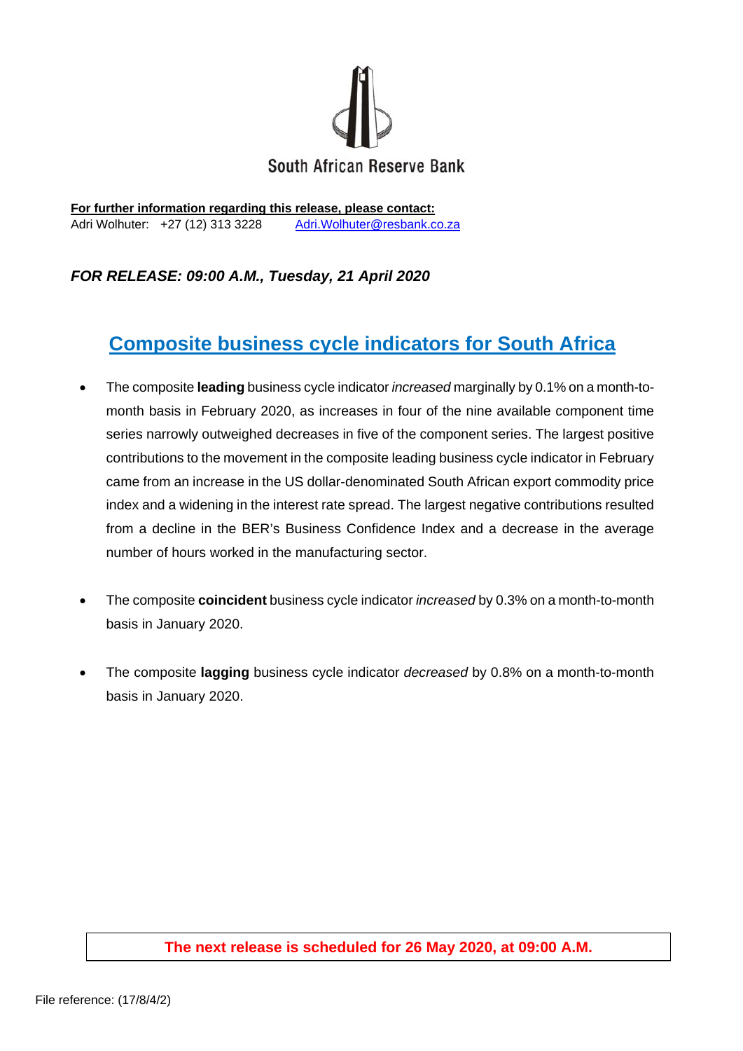South African Reserve Bank

**For further information regarding this release, please contact:**
Adri Wolhuter: +27 (12) 313 3228 Adri.Wolhuter@resbank.co.za

***FOR RELEASE: 09:00 A.M., Tuesday, 21 April 2020***

# Composite business cycle indicators for South Africa

- The composite **leading** business cycle indicator *increased* marginally by 0.1% on a month-to-month basis in February 2020, as increases in four of the nine available component time series narrowly outweighed decreases in five of the component series. The largest positive contributions to the movement in the composite leading business cycle indicator in February came from an increase in the US dollar-denominated South African export commodity price index and a widening in the interest rate spread. The largest negative contributions resulted from a decline in the BER's Business Confidence Index and a decrease in the average number of hours worked in the manufacturing sector.

- The composite **coincident** business cycle indicator *increased* by 0.3% on a month-to-month basis in January 2020.

- The composite **lagging** business cycle indicator *decreased* by 0.8% on a month-to-month basis in January 2020.

**The next release is scheduled for 26 May 2020, at 09:00 A.M.**

File reference: (17/8/4/2)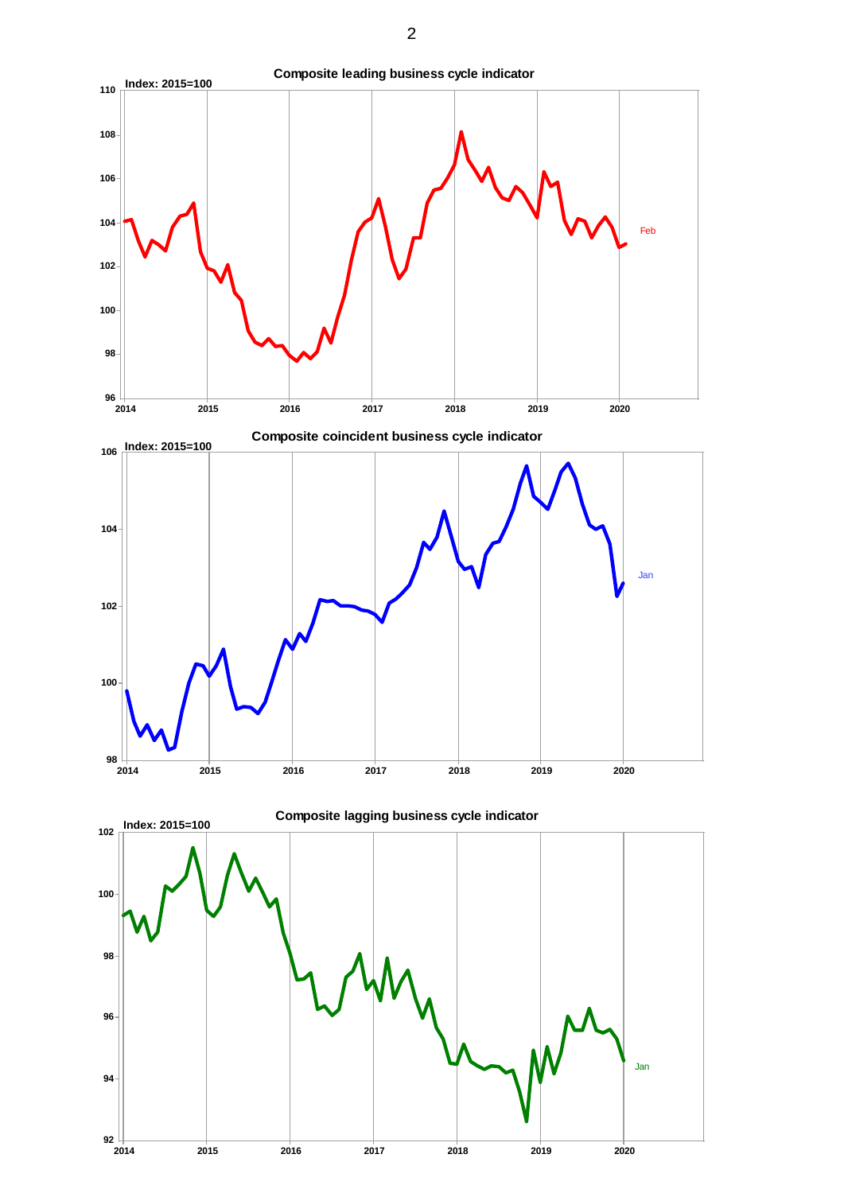**Composite leading business cycle indicator**

Index: 2015=100

**Composite coincident business cycle indicator**

Index: 2015=100

**Composite lagging business cycle indicator**

Index: 2015=100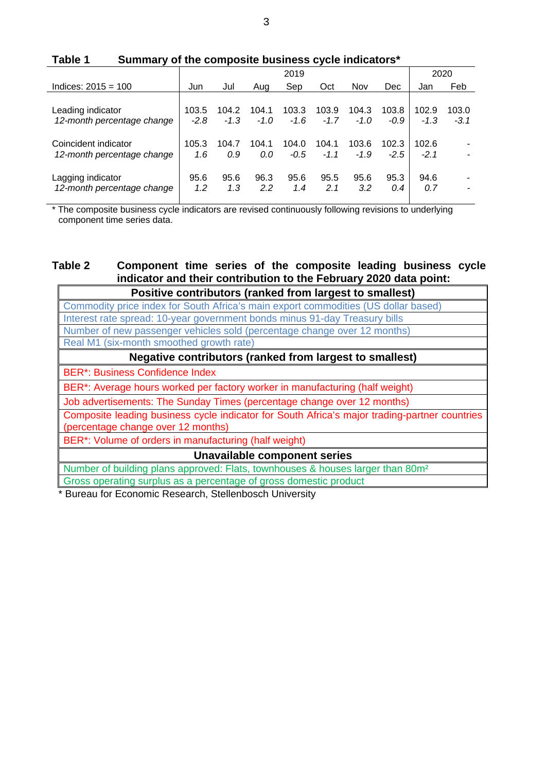**Table 1 Summary of the composite business cycle indicators***

| Indices: 2015 = 100 | 2019 Jun | Jul | Aug | Sep | Oct | Nov | Dec | 2020 Jan | Feb |
|---|---|---|---|---|---|---|---|---|---|
| Leading indicator | 103.5 | 104.2 | 104.1 | 103.3 | 103.9 | 104.3 | 103.8 | 102.9 | 103.0 |
| *12-month percentage change* | *-2.8* | *-1.3* | *-1.0* | *-1.6* | *-1.7* | *-1.0* | *-0.9* | *-1.3* | *-3.1* |
| Coincident indicator | 105.3 | 104.7 | 104.1 | 104.0 | 104.1 | 103.6 | 102.3 | 102.6 | - |
| *12-month percentage change* | *1.6* | *0.9* | *0.0* | *-0.5* | *-1.1* | *-1.9* | *-2.5* | *-2.1* | - |
| Lagging indicator | 95.6 | 95.6 | 96.3 | 95.6 | 95.5 | 95.6 | 95.3 | 94.6 | - |
| *12-month percentage change* | *1.2* | *1.3* | *2.2* | *1.4* | *2.1* | *3.2* | *0.4* | *0.7* | - |

\* The composite business cycle indicators are revised continuously following revisions to underlying component time series data.

**Table 2 Component time series of the composite leading business cycle indicator and their contribution to the February 2020 data point:**

| **Positive contributors (ranked from largest to smallest)** |
|---|
| Commodity price index for South Africa's main export commodities (US dollar based) |
| Interest rate spread: 10-year government bonds minus 91-day Treasury bills |
| Number of new passenger vehicles sold (percentage change over 12 months) |
| Real M1 (six-month smoothed growth rate) |
| **Negative contributors (ranked from largest to smallest)** |
| BER*: Business Confidence Index |
| BER*: Average hours worked per factory worker in manufacturing (half weight) |
| Job advertisements: The Sunday Times (percentage change over 12 months) |
| Composite leading business cycle indicator for South Africa's major trading-partner countries (percentage change over 12 months) |
| BER*: Volume of orders in manufacturing (half weight) |
| **Unavailable component series** |
| Number of building plans approved: Flats, townhouses & houses larger than 80m² |
| Gross operating surplus as a percentage of gross domestic product |

\* Bureau for Economic Research, Stellenbosch University